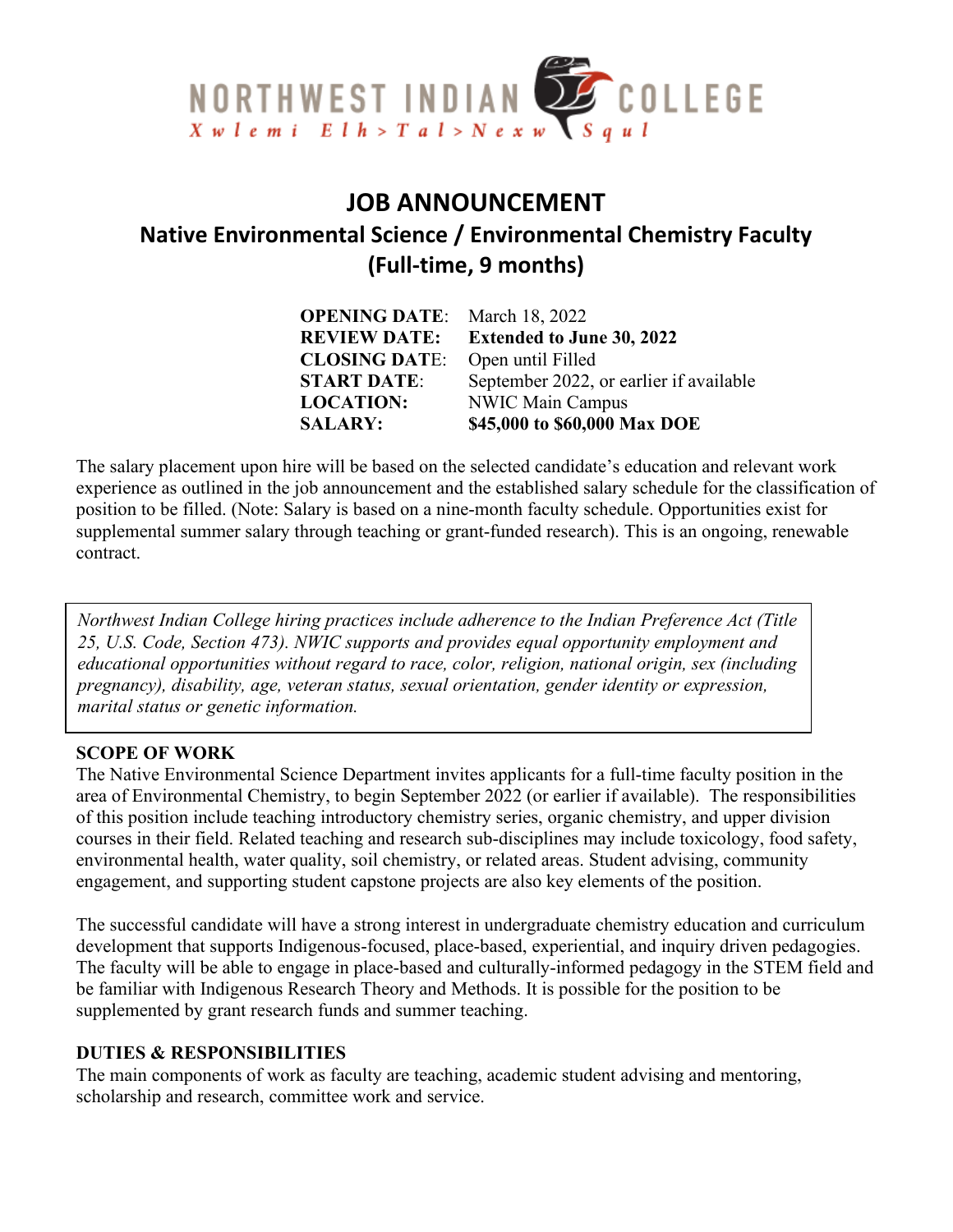NORTHWEST INDIAN COLLEGE
Xwlemi Elh>Tal>Nexw Squl

# JOB ANNOUNCEMENT

## Native Environmental Science / Environmental Chemistry Faculty (Full-time, 9 months)

**OPENING DATE**: March 18, 2022
**REVIEW DATE:** **Extended to June 30, 2022**
**CLOSING DATE**: Open until Filled
**START DATE**: September 2022, or earlier if available
**LOCATION:** NWIC Main Campus
**SALARY:** **$45,000 to $60,000 Max DOE**

The salary placement upon hire will be based on the selected candidate's education and relevant work experience as outlined in the job announcement and the established salary schedule for the classification of position to be filled. (Note: Salary is based on a nine-month faculty schedule. Opportunities exist for supplemental summer salary through teaching or grant-funded research). This is an ongoing, renewable contract.

*Northwest Indian College hiring practices include adherence to the Indian Preference Act (Title 25, U.S. Code, Section 473). NWIC supports and provides equal opportunity employment and educational opportunities without regard to race, color, religion, national origin, sex (including pregnancy), disability, age, veteran status, sexual orientation, gender identity or expression, marital status or genetic information.*

### SCOPE OF WORK

The Native Environmental Science Department invites applicants for a full-time faculty position in the area of Environmental Chemistry, to begin September 2022 (or earlier if available). The responsibilities of this position include teaching introductory chemistry series, organic chemistry, and upper division courses in their field. Related teaching and research sub-disciplines may include toxicology, food safety, environmental health, water quality, soil chemistry, or related areas. Student advising, community engagement, and supporting student capstone projects are also key elements of the position.

The successful candidate will have a strong interest in undergraduate chemistry education and curriculum development that supports Indigenous-focused, place-based, experiential, and inquiry driven pedagogies. The faculty will be able to engage in place-based and culturally-informed pedagogy in the STEM field and be familiar with Indigenous Research Theory and Methods. It is possible for the position to be supplemented by grant research funds and summer teaching.

### DUTIES & RESPONSIBILITIES

The main components of work as faculty are teaching, academic student advising and mentoring, scholarship and research, committee work and service.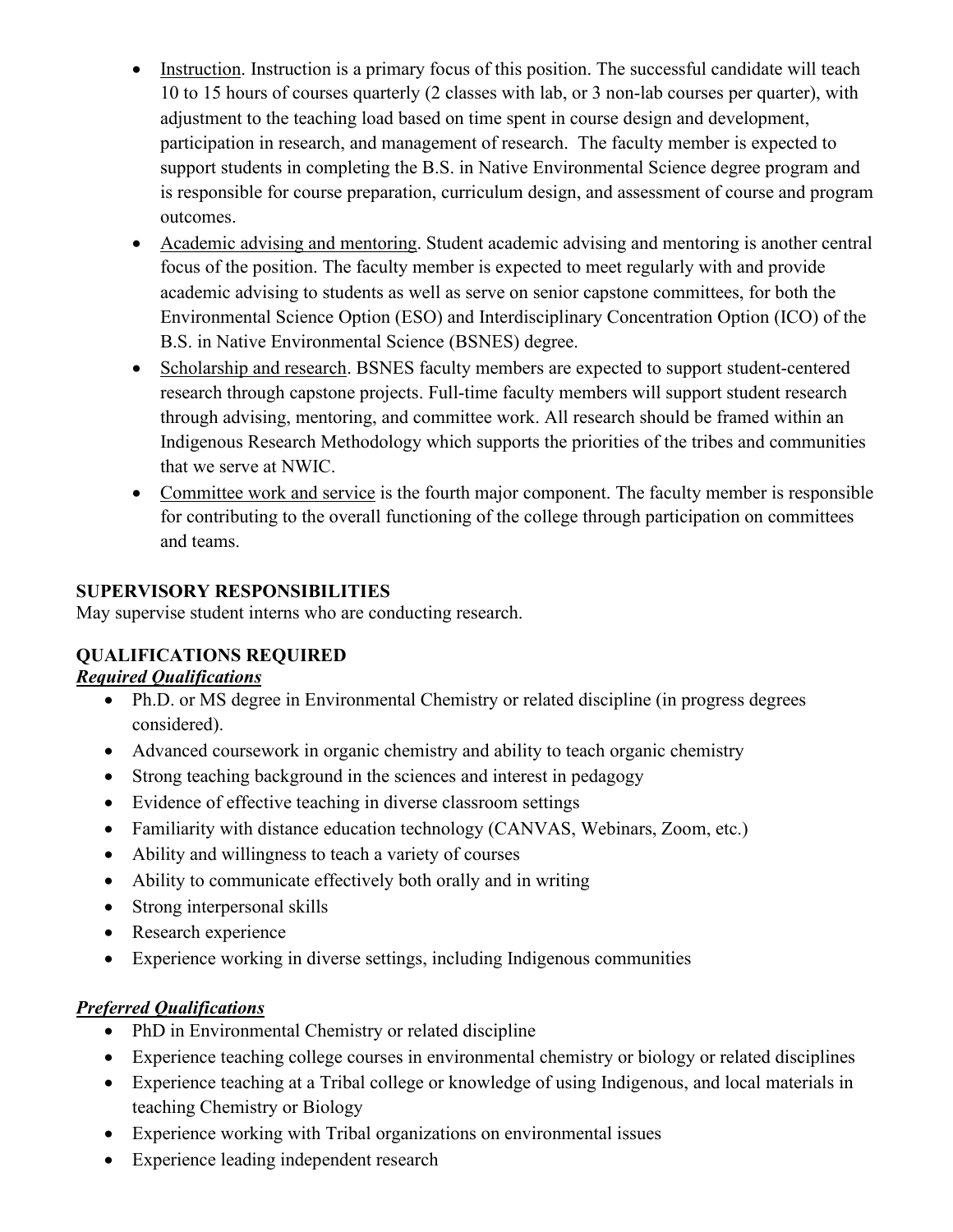- <u>Instruction</u>. Instruction is a primary focus of this position. The successful candidate will teach 10 to 15 hours of courses quarterly (2 classes with lab, or 3 non-lab courses per quarter), with adjustment to the teaching load based on time spent in course design and development, participation in research, and management of research. The faculty member is expected to support students in completing the B.S. in Native Environmental Science degree program and is responsible for course preparation, curriculum design, and assessment of course and program outcomes.
- <u>Academic advising and mentoring</u>. Student academic advising and mentoring is another central focus of the position. The faculty member is expected to meet regularly with and provide academic advising to students as well as serve on senior capstone committees, for both the Environmental Science Option (ESO) and Interdisciplinary Concentration Option (ICO) of the B.S. in Native Environmental Science (BSNES) degree.
- <u>Scholarship and research</u>. BSNES faculty members are expected to support student-centered research through capstone projects. Full-time faculty members will support student research through advising, mentoring, and committee work. All research should be framed within an Indigenous Research Methodology which supports the priorities of the tribes and communities that we serve at NWIC.
- <u>Committee work and service</u> is the fourth major component. The faculty member is responsible for contributing to the overall functioning of the college through participation on committees and teams.

**SUPERVISORY RESPONSIBILITIES**

May supervise student interns who are conducting research.

**QUALIFICATIONS REQUIRED**

***<u>Required Qualifications</u>***

- Ph.D. or MS degree in Environmental Chemistry or related discipline (in progress degrees considered).
- Advanced coursework in organic chemistry and ability to teach organic chemistry
- Strong teaching background in the sciences and interest in pedagogy
- Evidence of effective teaching in diverse classroom settings
- Familiarity with distance education technology (CANVAS, Webinars, Zoom, etc.)
- Ability and willingness to teach a variety of courses
- Ability to communicate effectively both orally and in writing
- Strong interpersonal skills
- Research experience
- Experience working in diverse settings, including Indigenous communities

***<u>Preferred Qualifications</u>***

- PhD in Environmental Chemistry or related discipline
- Experience teaching college courses in environmental chemistry or biology or related disciplines
- Experience teaching at a Tribal college or knowledge of using Indigenous, and local materials in teaching Chemistry or Biology
- Experience working with Tribal organizations on environmental issues
- Experience leading independent research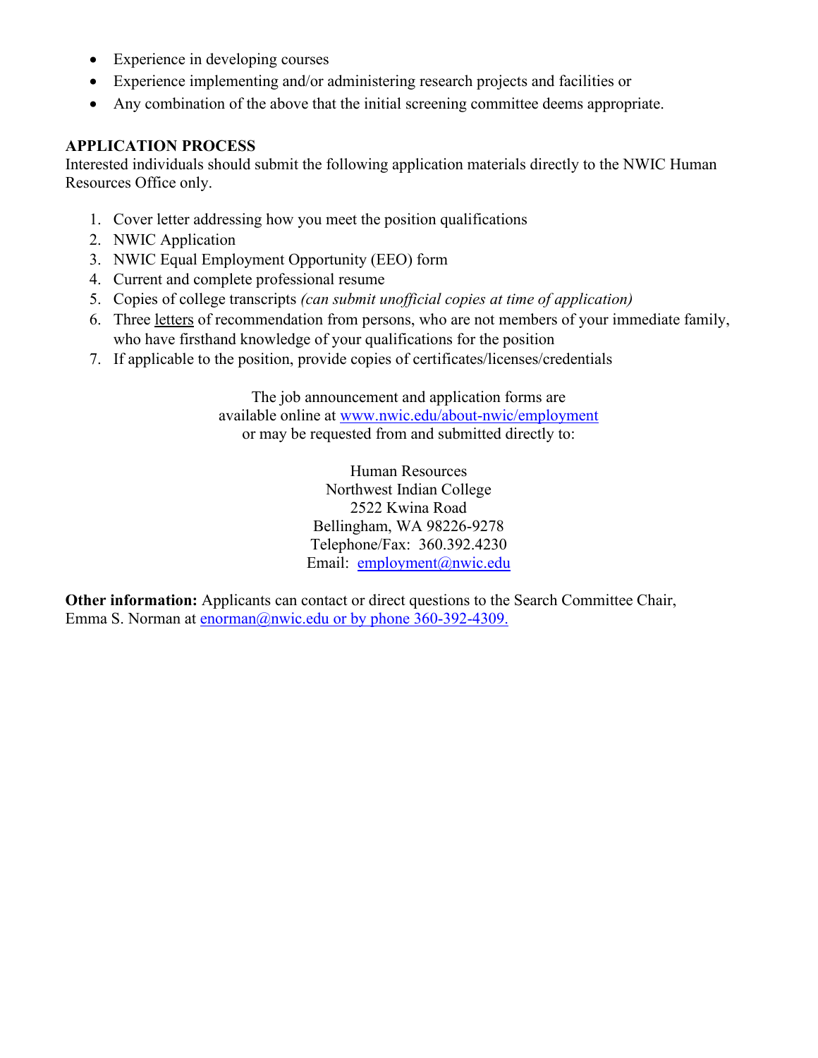- Experience in developing courses
- Experience implementing and/or administering research projects and facilities or
- Any combination of the above that the initial screening committee deems appropriate.

**APPLICATION PROCESS**

Interested individuals should submit the following application materials directly to the NWIC Human Resources Office only.

1. Cover letter addressing how you meet the position qualifications
2. NWIC Application
3. NWIC Equal Employment Opportunity (EEO) form
4. Current and complete professional resume
5. Copies of college transcripts *(can submit unofficial copies at time of application)*
6. Three letters of recommendation from persons, who are not members of your immediate family, who have firsthand knowledge of your qualifications for the position
7. If applicable to the position, provide copies of certificates/licenses/credentials

The job announcement and application forms are available online at [www.nwic.edu/about-nwic/employment](http://www.nwic.edu/about-nwic/employment) or may be requested from and submitted directly to:

Human Resources
Northwest Indian College
2522 Kwina Road
Bellingham, WA 98226-9278
Telephone/Fax: 360.392.4230
Email: [employment@nwic.edu](mailto:employment@nwic.edu)

**Other information:** Applicants can contact or direct questions to the Search Committee Chair, Emma S. Norman at enorman@nwic.edu or by phone 360-392-4309.